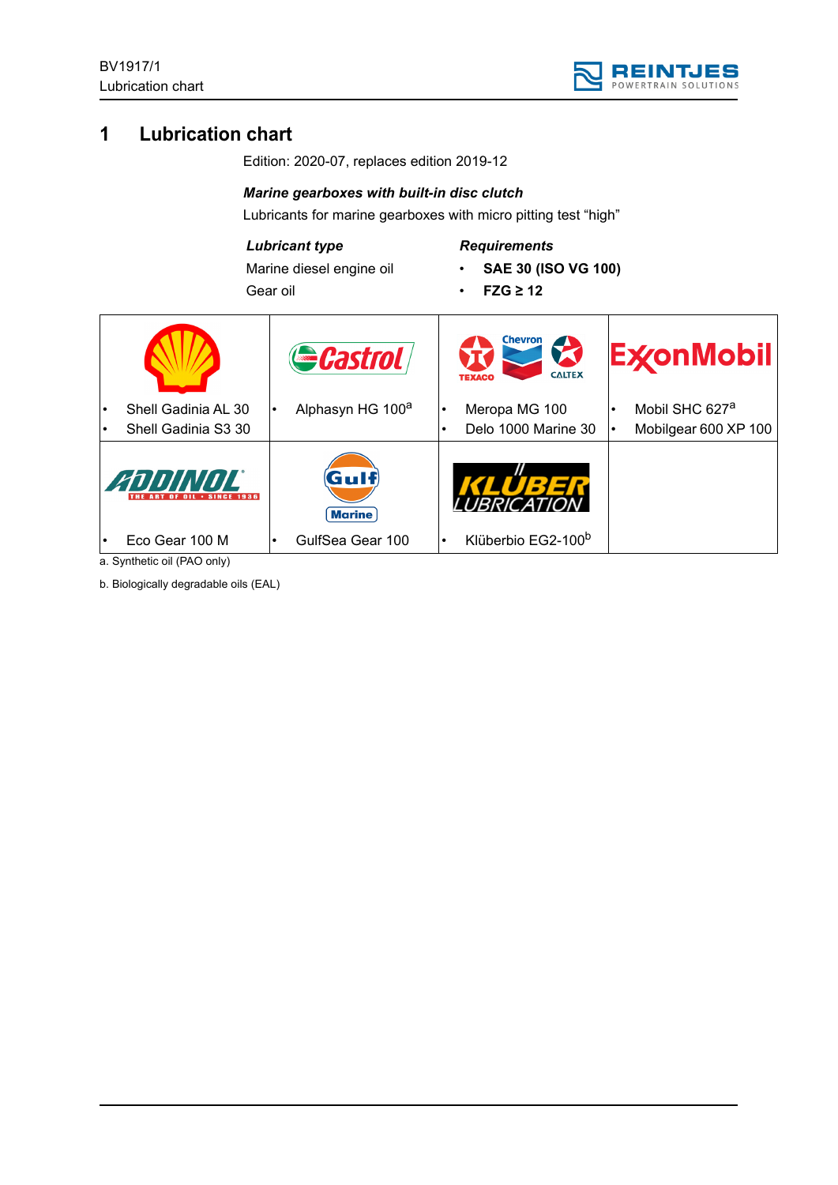# 1 Lubrication chart

Edition: 2020-07, replaces edition 2019-12

***Marine gearboxes with built-in disc clutch***

Lubricants for marine gearboxes with micro pitting test “high”

| *Lubricant type* | *Requirements* |
|---|---|
| Marine diesel engine oil | • **SAE 30 (ISO VG 100)** |
| Gear oil | • **FZG ≥ 12** |

| Shell | Castrol | Chevron / Texaco / Caltex | ExxonMobil |
|---|---|---|---|
| • Shell Gadinia AL 30<br>• Shell Gadinia S3 30 | • Alphasyn HG 100[a] | • Meropa MG 100<br>• Delo 1000 Marine 30 | • Mobil SHC 627[a]<br>• Mobilgear 600 XP 100 |
| **ADDINOL** | **Gulf Marine** | **KLÜBER LUBRICATION** | |
| • Eco Gear 100 M | • GulfSea Gear 100 | • Klüberbio EG2-100[b] | |

a. Synthetic oil (PAO only)

b. Biologically degradable oils (EAL)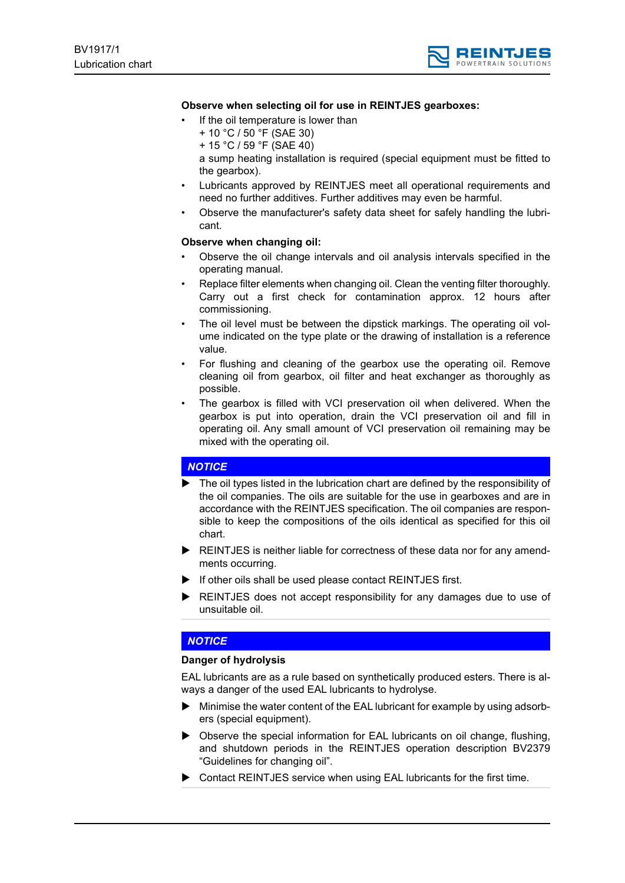**Observe when selecting oil for use in REINTJES gearboxes:**

- If the oil temperature is lower than
  + 10 °C / 50 °F (SAE 30)
  + 15 °C / 59 °F (SAE 40)
  a sump heating installation is required (special equipment must be fitted to the gearbox).
- Lubricants approved by REINTJES meet all operational requirements and need no further additives. Further additives may even be harmful.
- Observe the manufacturer's safety data sheet for safely handling the lubricant.

**Observe when changing oil:**

- Observe the oil change intervals and oil analysis intervals specified in the operating manual.
- Replace filter elements when changing oil. Clean the venting filter thoroughly. Carry out a first check for contamination approx. 12 hours after commissioning.
- The oil level must be between the dipstick markings. The operating oil volume indicated on the type plate or the drawing of installation is a reference value.
- For flushing and cleaning of the gearbox use the operating oil. Remove cleaning oil from gearbox, oil filter and heat exchanger as thoroughly as possible.
- The gearbox is filled with VCI preservation oil when delivered. When the gearbox is put into operation, drain the VCI preservation oil and fill in operating oil. Any small amount of VCI preservation oil remaining may be mixed with the operating oil.

***NOTICE***

- ▶ The oil types listed in the lubrication chart are defined by the responsibility of the oil companies. The oils are suitable for the use in gearboxes and are in accordance with the REINTJES specification. The oil companies are responsible to keep the compositions of the oils identical as specified for this oil chart.
- ▶ REINTJES is neither liable for correctness of these data nor for any amendments occurring.
- ▶ If other oils shall be used please contact REINTJES first.
- ▶ REINTJES does not accept responsibility for any damages due to use of unsuitable oil.

***NOTICE***

**Danger of hydrolysis**

EAL lubricants are as a rule based on synthetically produced esters. There is always a danger of the used EAL lubricants to hydrolyse.

- ▶ Minimise the water content of the EAL lubricant for example by using adsorbers (special equipment).
- ▶ Observe the special information for EAL lubricants on oil change, flushing, and shutdown periods in the REINTJES operation description BV2379 “Guidelines for changing oil”.
- ▶ Contact REINTJES service when using EAL lubricants for the first time.